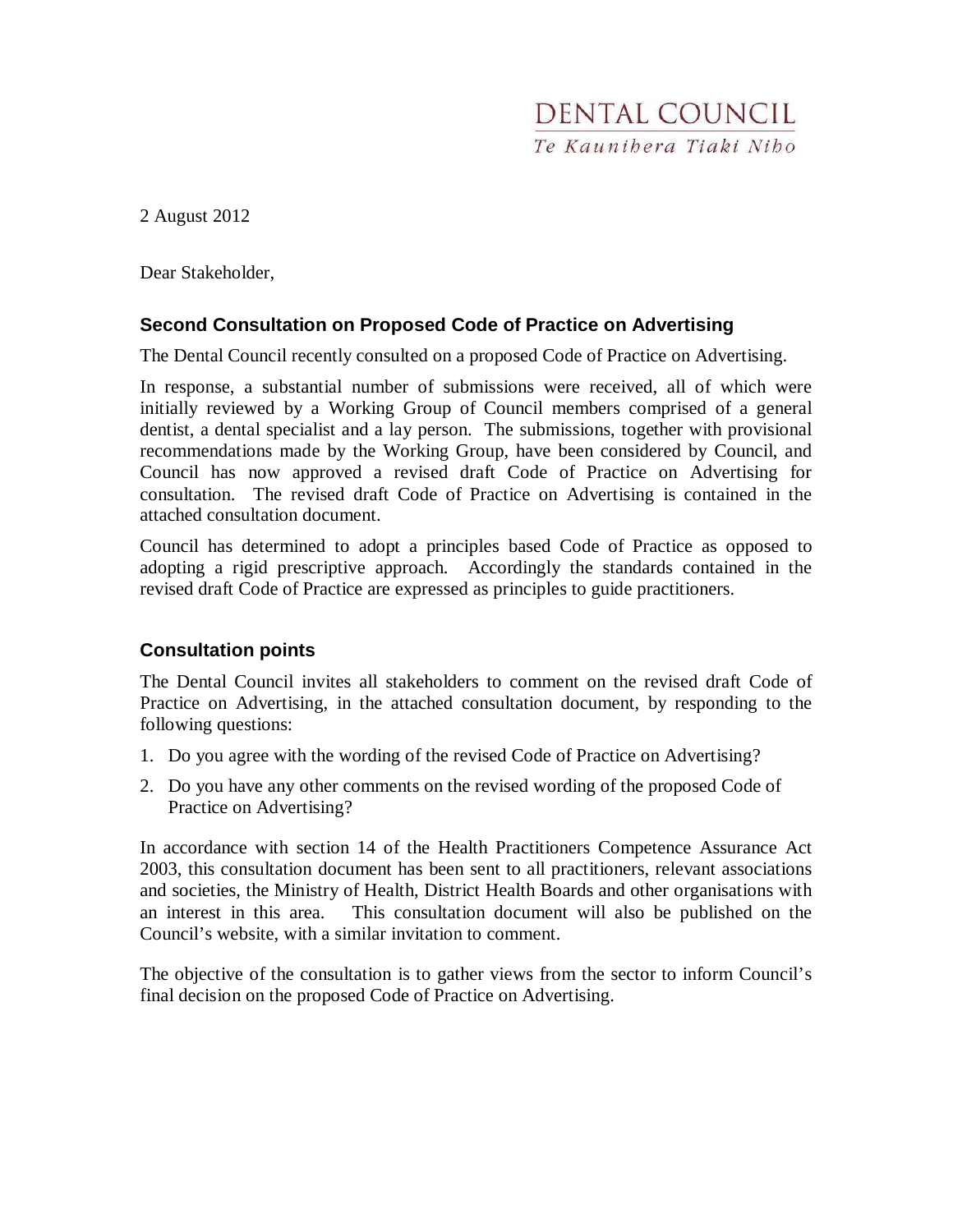DENTAL COUNCIL

*Te Kaunihera Tiaki Niho*

2 August 2012

Dear Stakeholder,

## Second Consultation on Proposed Code of Practice on Advertising

The Dental Council recently consulted on a proposed Code of Practice on Advertising.

In response, a substantial number of submissions were received, all of which were initially reviewed by a Working Group of Council members comprised of a general dentist, a dental specialist and a lay person. The submissions, together with provisional recommendations made by the Working Group, have been considered by Council, and Council has now approved a revised draft Code of Practice on Advertising for consultation. The revised draft Code of Practice on Advertising is contained in the attached consultation document.

Council has determined to adopt a principles based Code of Practice as opposed to adopting a rigid prescriptive approach. Accordingly the standards contained in the revised draft Code of Practice are expressed as principles to guide practitioners.

## Consultation points

The Dental Council invites all stakeholders to comment on the revised draft Code of Practice on Advertising, in the attached consultation document, by responding to the following questions:

1. Do you agree with the wording of the revised Code of Practice on Advertising?
2. Do you have any other comments on the revised wording of the proposed Code of Practice on Advertising?

In accordance with section 14 of the Health Practitioners Competence Assurance Act 2003, this consultation document has been sent to all practitioners, relevant associations and societies, the Ministry of Health, District Health Boards and other organisations with an interest in this area. This consultation document will also be published on the Council's website, with a similar invitation to comment.

The objective of the consultation is to gather views from the sector to inform Council's final decision on the proposed Code of Practice on Advertising.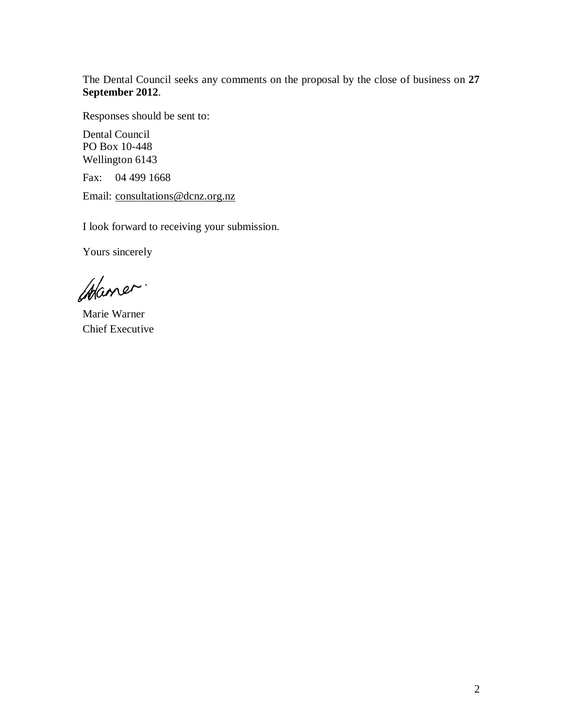The Dental Council seeks any comments on the proposal by the close of business on **27 September 2012**.

Responses should be sent to:

Dental Council
PO Box 10-448
Wellington 6143

Fax: 04 499 1668

Email: consultations@dcnz.org.nz

I look forward to receiving your submission.

Yours sincerely

Marie Warner
Chief Executive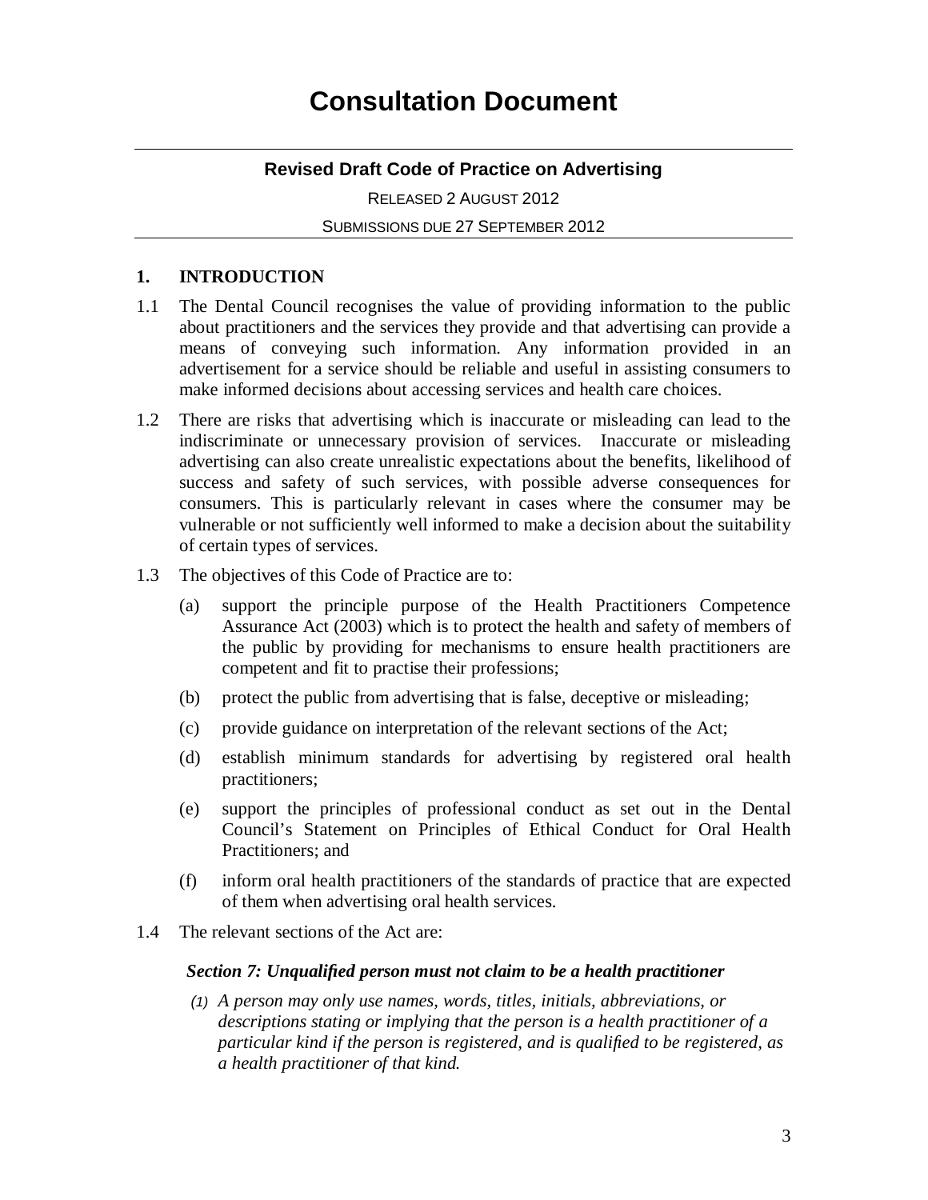# Consultation Document

---

**Revised Draft Code of Practice on Advertising**

RELEASED 2 AUGUST 2012

SUBMISSIONS DUE 27 SEPTEMBER 2012

---

## 1. INTRODUCTION

1.1 The Dental Council recognises the value of providing information to the public about practitioners and the services they provide and that advertising can provide a means of conveying such information. Any information provided in an advertisement for a service should be reliable and useful in assisting consumers to make informed decisions about accessing services and health care choices.

1.2 There are risks that advertising which is inaccurate or misleading can lead to the indiscriminate or unnecessary provision of services. Inaccurate or misleading advertising can also create unrealistic expectations about the benefits, likelihood of success and safety of such services, with possible adverse consequences for consumers. This is particularly relevant in cases where the consumer may be vulnerable or not sufficiently well informed to make a decision about the suitability of certain types of services.

1.3 The objectives of this Code of Practice are to:

(a) support the principle purpose of the Health Practitioners Competence Assurance Act (2003) which is to protect the health and safety of members of the public by providing for mechanisms to ensure health practitioners are competent and fit to practise their professions;

(b) protect the public from advertising that is false, deceptive or misleading;

(c) provide guidance on interpretation of the relevant sections of the Act;

(d) establish minimum standards for advertising by registered oral health practitioners;

(e) support the principles of professional conduct as set out in the Dental Council's Statement on Principles of Ethical Conduct for Oral Health Practitioners; and

(f) inform oral health practitioners of the standards of practice that are expected of them when advertising oral health services.

1.4 The relevant sections of the Act are:

***Section 7: Unqualified person must not claim to be a health practitioner***

*(1) A person may only use names, words, titles, initials, abbreviations, or descriptions stating or implying that the person is a health practitioner of a particular kind if the person is registered, and is qualified to be registered, as a health practitioner of that kind.*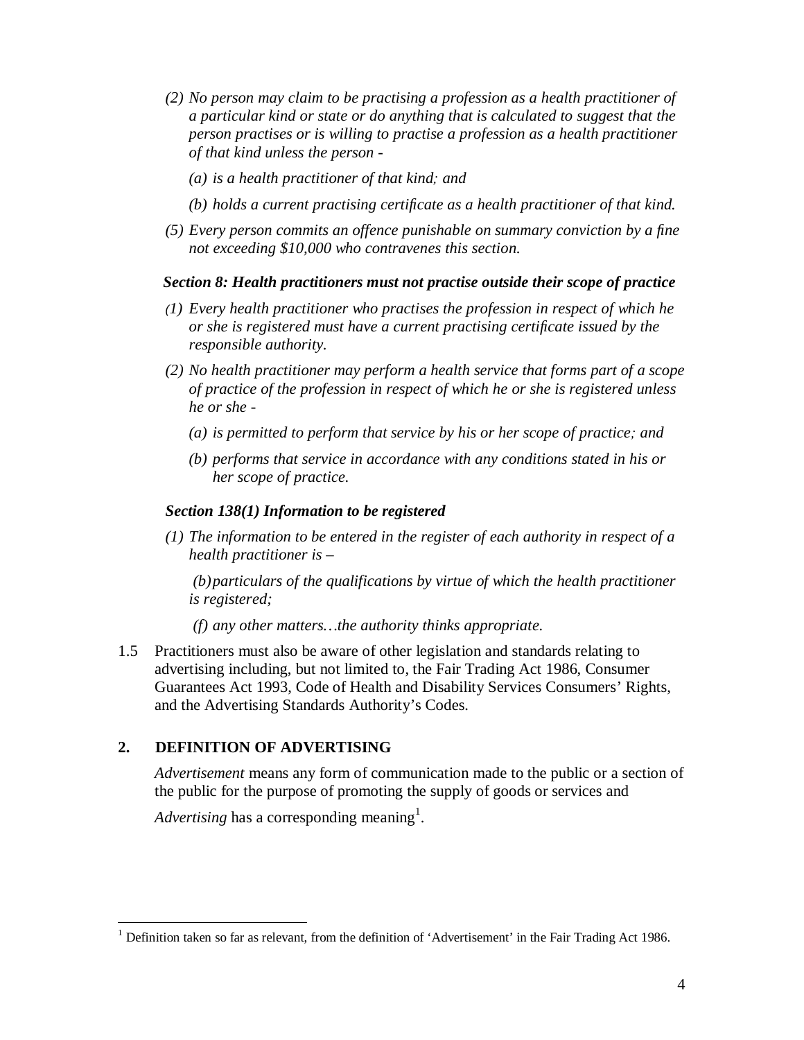*(2) No person may claim to be practising a profession as a health practitioner of a particular kind or state or do anything that is calculated to suggest that the person practises or is willing to practise a profession as a health practitioner of that kind unless the person -*

*(a) is a health practitioner of that kind; and*

*(b) holds a current practising certificate as a health practitioner of that kind.*

*(5) Every person commits an offence punishable on summary conviction by a fine not exceeding $10,000 who contravenes this section.*

***Section 8: Health practitioners must not practise outside their scope of practice***

*(1) Every health practitioner who practises the profession in respect of which he or she is registered must have a current practising certificate issued by the responsible authority.*

*(2) No health practitioner may perform a health service that forms part of a scope of practice of the profession in respect of which he or she is registered unless he or she -*

*(a) is permitted to perform that service by his or her scope of practice; and*

*(b) performs that service in accordance with any conditions stated in his or her scope of practice.*

***Section 138(1) Information to be registered***

*(1) The information to be entered in the register of each authority in respect of a health practitioner is –*

*(b) particulars of the qualifications by virtue of which the health practitioner is registered;*

*(f) any other matters…the authority thinks appropriate.*

1.5 Practitioners must also be aware of other legislation and standards relating to advertising including, but not limited to, the Fair Trading Act 1986, Consumer Guarantees Act 1993, Code of Health and Disability Services Consumers' Rights, and the Advertising Standards Authority's Codes.

## 2. DEFINITION OF ADVERTISING

*Advertisement* means any form of communication made to the public or a section of the public for the purpose of promoting the supply of goods or services and

*Advertising* has a corresponding meaning[1].

---

[1] Definition taken so far as relevant, from the definition of 'Advertisement' in the Fair Trading Act 1986.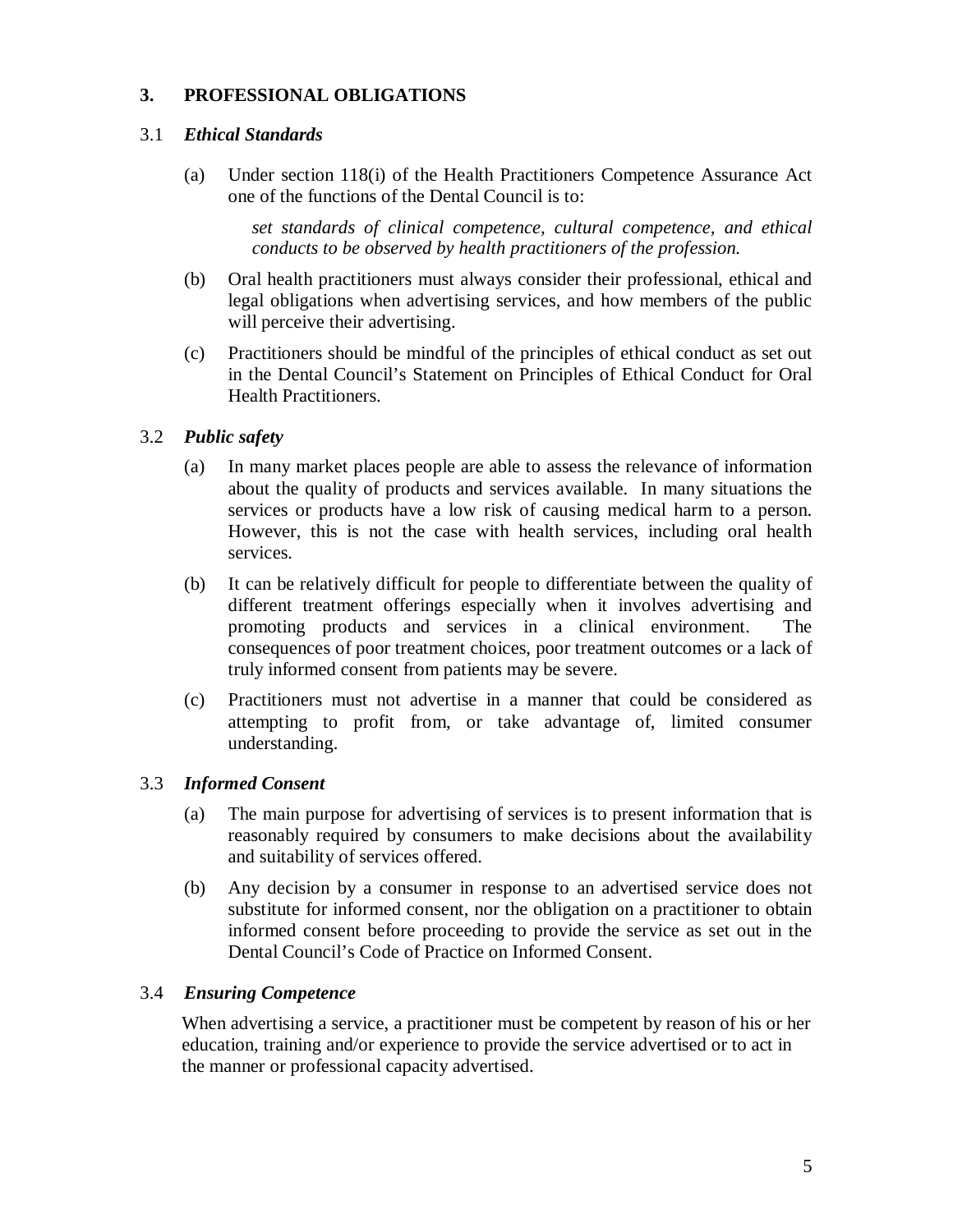## 3. PROFESSIONAL OBLIGATIONS

### 3.1 *Ethical Standards*

(a) Under section 118(i) of the Health Practitioners Competence Assurance Act one of the functions of the Dental Council is to:

> *set standards of clinical competence, cultural competence, and ethical conducts to be observed by health practitioners of the profession.*

(b) Oral health practitioners must always consider their professional, ethical and legal obligations when advertising services, and how members of the public will perceive their advertising.

(c) Practitioners should be mindful of the principles of ethical conduct as set out in the Dental Council's Statement on Principles of Ethical Conduct for Oral Health Practitioners.

### 3.2 *Public safety*

(a) In many market places people are able to assess the relevance of information about the quality of products and services available. In many situations the services or products have a low risk of causing medical harm to a person. However, this is not the case with health services, including oral health services.

(b) It can be relatively difficult for people to differentiate between the quality of different treatment offerings especially when it involves advertising and promoting products and services in a clinical environment. The consequences of poor treatment choices, poor treatment outcomes or a lack of truly informed consent from patients may be severe.

(c) Practitioners must not advertise in a manner that could be considered as attempting to profit from, or take advantage of, limited consumer understanding.

### 3.3 *Informed Consent*

(a) The main purpose for advertising of services is to present information that is reasonably required by consumers to make decisions about the availability and suitability of services offered.

(b) Any decision by a consumer in response to an advertised service does not substitute for informed consent, nor the obligation on a practitioner to obtain informed consent before proceeding to provide the service as set out in the Dental Council's Code of Practice on Informed Consent.

### 3.4 *Ensuring Competence*

When advertising a service, a practitioner must be competent by reason of his or her education, training and/or experience to provide the service advertised or to act in the manner or professional capacity advertised.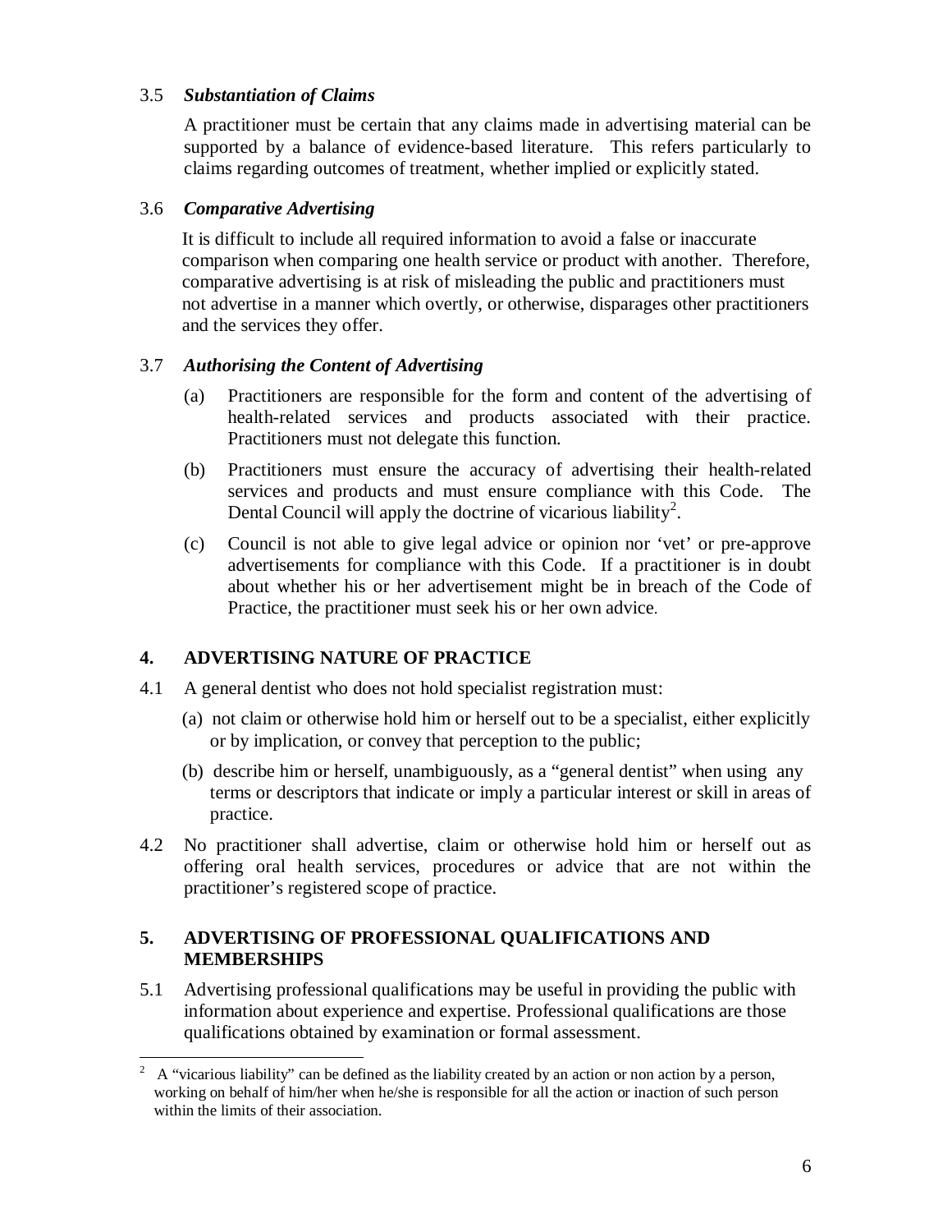### 3.5 *Substantiation of Claims*

A practitioner must be certain that any claims made in advertising material can be supported by a balance of evidence-based literature. This refers particularly to claims regarding outcomes of treatment, whether implied or explicitly stated.

### 3.6 *Comparative Advertising*

It is difficult to include all required information to avoid a false or inaccurate comparison when comparing one health service or product with another. Therefore, comparative advertising is at risk of misleading the public and practitioners must not advertise in a manner which overtly, or otherwise, disparages other practitioners and the services they offer.

### 3.7 *Authorising the Content of Advertising*

(a) Practitioners are responsible for the form and content of the advertising of health-related services and products associated with their practice. Practitioners must not delegate this function.

(b) Practitioners must ensure the accuracy of advertising their health-related services and products and must ensure compliance with this Code. The Dental Council will apply the doctrine of vicarious liability[2].

(c) Council is not able to give legal advice or opinion nor 'vet' or pre-approve advertisements for compliance with this Code. If a practitioner is in doubt about whether his or her advertisement might be in breach of the Code of Practice, the practitioner must seek his or her own advice.

## 4. ADVERTISING NATURE OF PRACTICE

4.1 A general dentist who does not hold specialist registration must:

(a) not claim or otherwise hold him or herself out to be a specialist, either explicitly or by implication, or convey that perception to the public;

(b) describe him or herself, unambiguously, as a "general dentist" when using any terms or descriptors that indicate or imply a particular interest or skill in areas of practice.

4.2 No practitioner shall advertise, claim or otherwise hold him or herself out as offering oral health services, procedures or advice that are not within the practitioner's registered scope of practice.

## 5. ADVERTISING OF PROFESSIONAL QUALIFICATIONS AND MEMBERSHIPS

5.1 Advertising professional qualifications may be useful in providing the public with information about experience and expertise. Professional qualifications are those qualifications obtained by examination or formal assessment.

---

[2] A "vicarious liability" can be defined as the liability created by an action or non action by a person, working on behalf of him/her when he/she is responsible for all the action or inaction of such person within the limits of their association.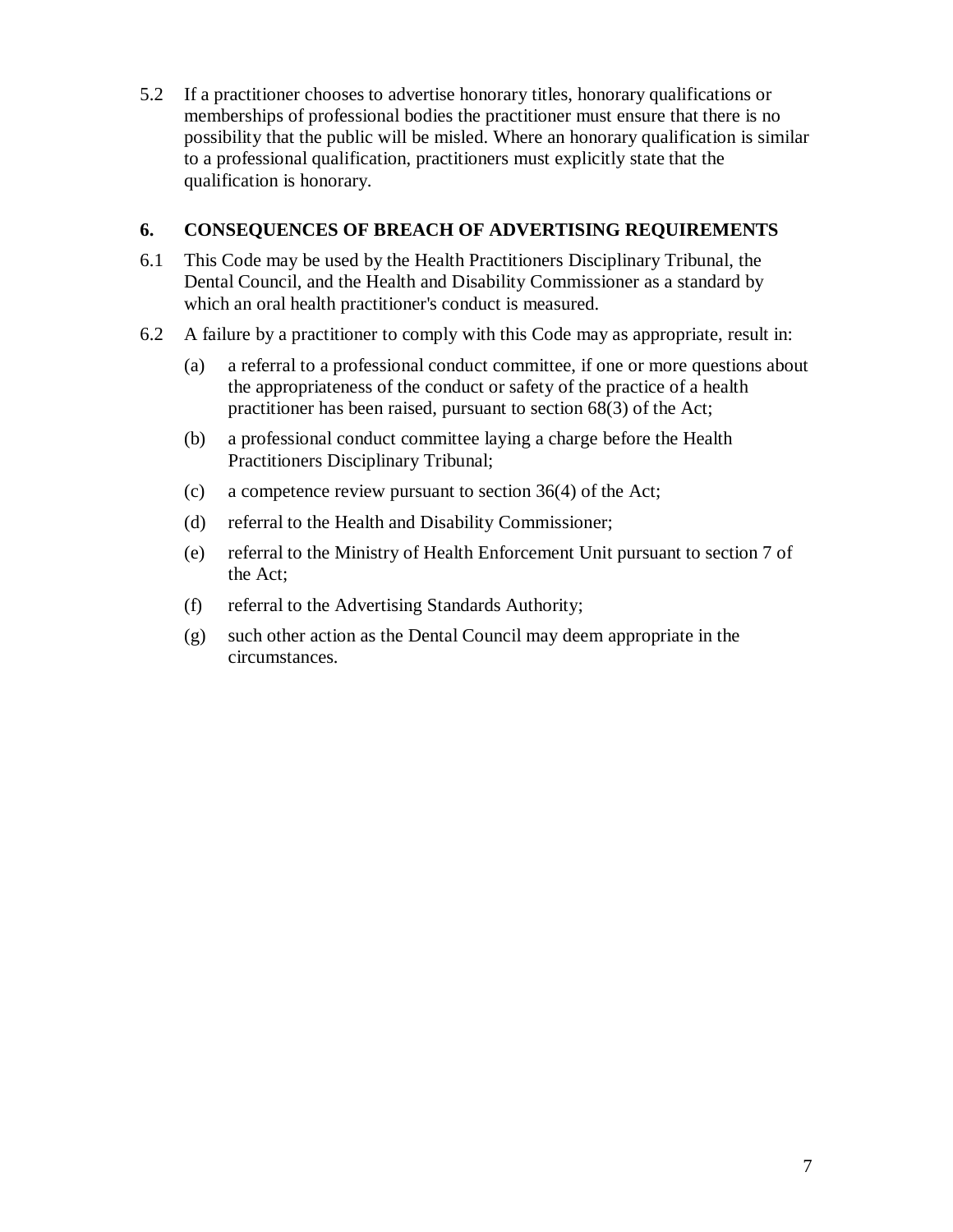5.2 If a practitioner chooses to advertise honorary titles, honorary qualifications or memberships of professional bodies the practitioner must ensure that there is no possibility that the public will be misled. Where an honorary qualification is similar to a professional qualification, practitioners must explicitly state that the qualification is honorary.

## 6. CONSEQUENCES OF BREACH OF ADVERTISING REQUIREMENTS

6.1 This Code may be used by the Health Practitioners Disciplinary Tribunal, the Dental Council, and the Health and Disability Commissioner as a standard by which an oral health practitioner's conduct is measured.

6.2 A failure by a practitioner to comply with this Code may as appropriate, result in:

(a) a referral to a professional conduct committee, if one or more questions about the appropriateness of the conduct or safety of the practice of a health practitioner has been raised, pursuant to section 68(3) of the Act;

(b) a professional conduct committee laying a charge before the Health Practitioners Disciplinary Tribunal;

(c) a competence review pursuant to section 36(4) of the Act;

(d) referral to the Health and Disability Commissioner;

(e) referral to the Ministry of Health Enforcement Unit pursuant to section 7 of the Act;

(f) referral to the Advertising Standards Authority;

(g) such other action as the Dental Council may deem appropriate in the circumstances.